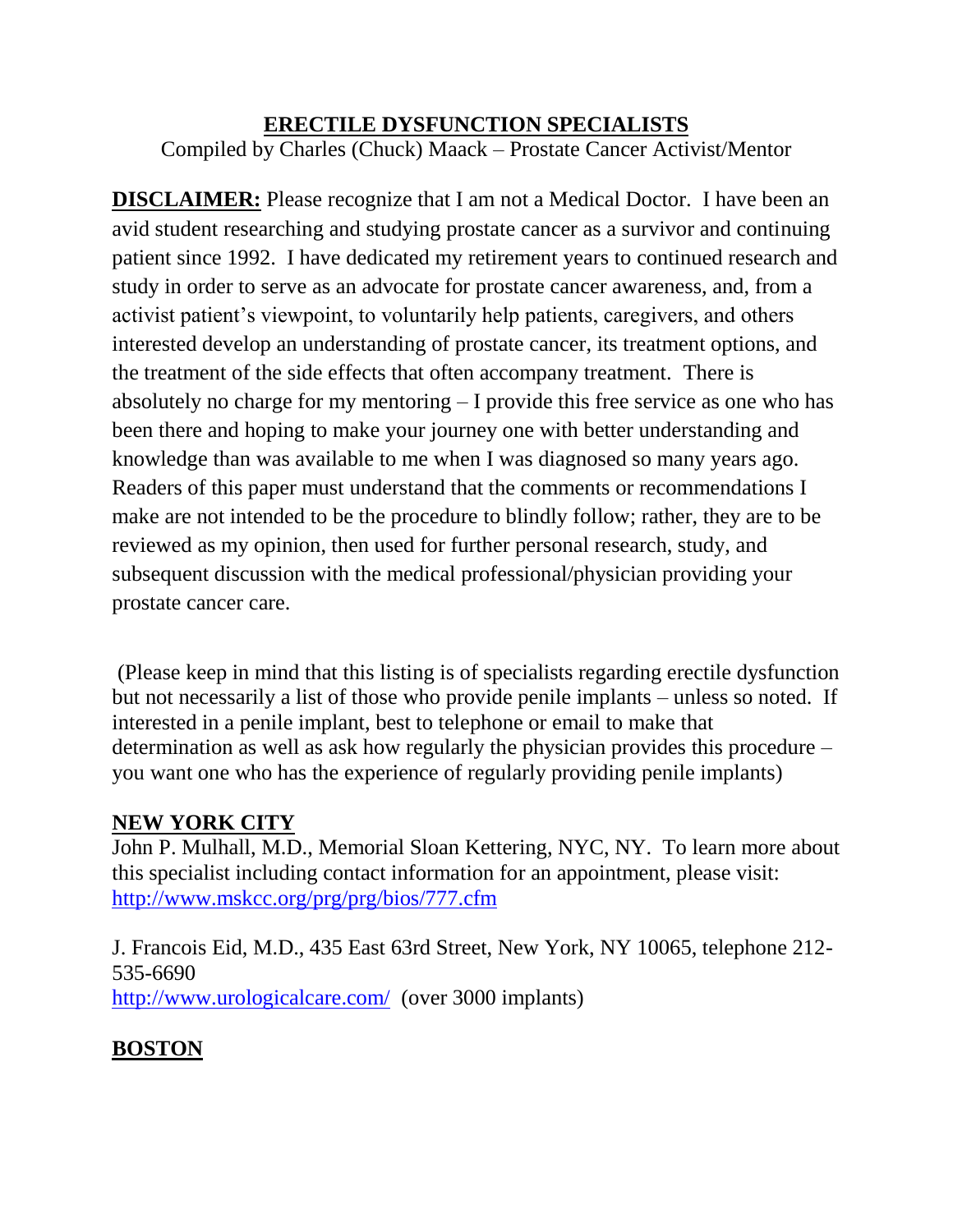# ERECTILE DYSFUNCTION SPECIALISTS

Compiled by Charles (Chuck) Maack – Prostate Cancer Activist/Mentor

**DISCLAIMER:** Please recognize that I am not a Medical Doctor. I have been an avid student researching and studying prostate cancer as a survivor and continuing patient since 1992. I have dedicated my retirement years to continued research and study in order to serve as an advocate for prostate cancer awareness, and, from a activist patient's viewpoint, to voluntarily help patients, caregivers, and others interested develop an understanding of prostate cancer, its treatment options, and the treatment of the side effects that often accompany treatment. There is absolutely no charge for my mentoring – I provide this free service as one who has been there and hoping to make your journey one with better understanding and knowledge than was available to me when I was diagnosed so many years ago. Readers of this paper must understand that the comments or recommendations I make are not intended to be the procedure to blindly follow; rather, they are to be reviewed as my opinion, then used for further personal research, study, and subsequent discussion with the medical professional/physician providing your prostate cancer care.

(Please keep in mind that this listing is of specialists regarding erectile dysfunction but not necessarily a list of those who provide penile implants – unless so noted. If interested in a penile implant, best to telephone or email to make that determination as well as ask how regularly the physician provides this procedure – you want one who has the experience of regularly providing penile implants)

## NEW YORK CITY

John P. Mulhall, M.D., Memorial Sloan Kettering, NYC, NY. To learn more about this specialist including contact information for an appointment, please visit: http://www.mskcc.org/prg/prg/bios/777.cfm

J. Francois Eid, M.D., 435 East 63rd Street, New York, NY 10065, telephone 212-535-6690
http://www.urologicalcare.com/ (over 3000 implants)

## BOSTON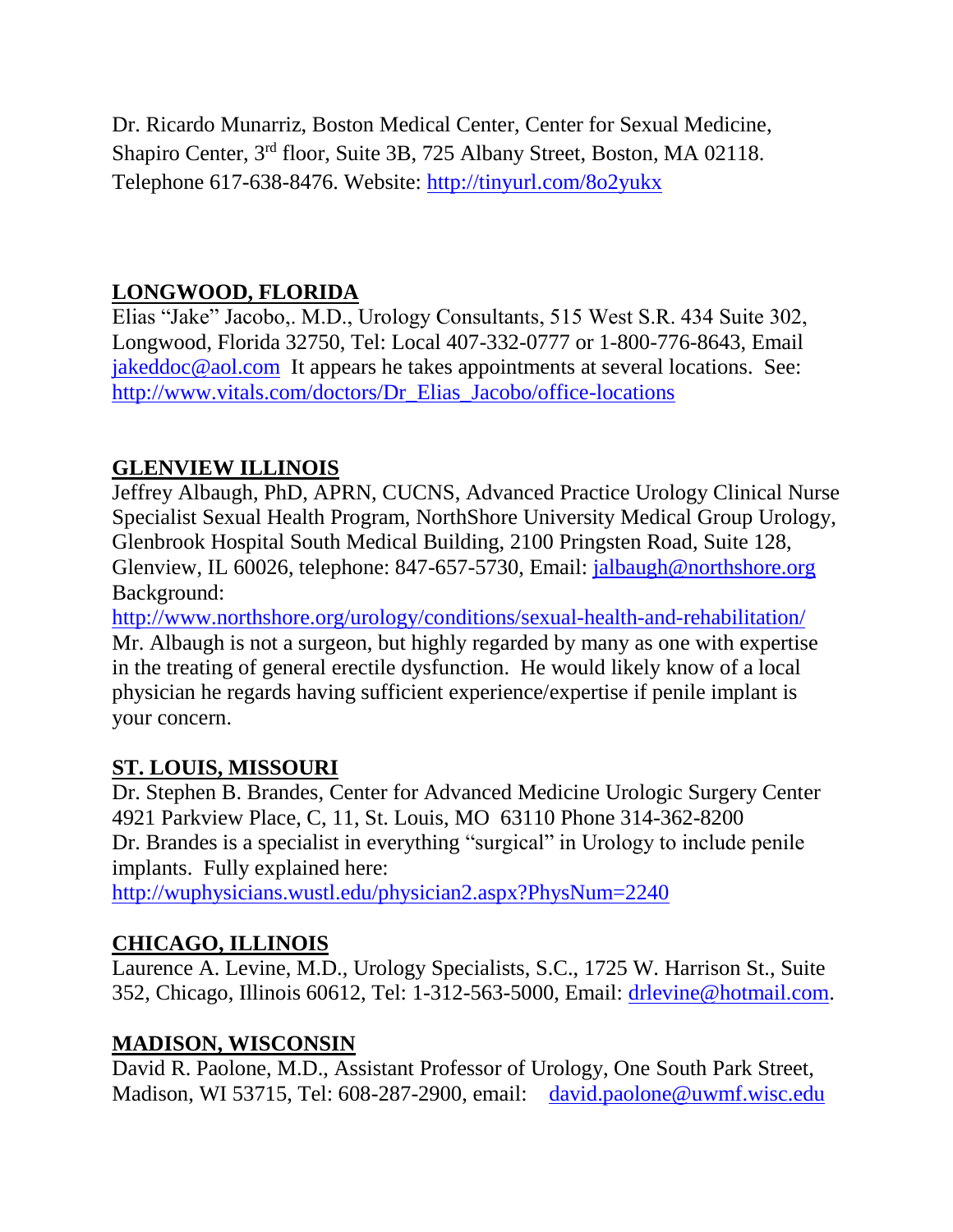Dr. Ricardo Munarriz, Boston Medical Center, Center for Sexual Medicine, Shapiro Center, 3rd floor, Suite 3B, 725 Albany Street, Boston, MA 02118. Telephone 617-638-8476. Website: http://tinyurl.com/8o2yukx

## LONGWOOD, FLORIDA

Elias "Jake" Jacobo,. M.D., Urology Consultants, 515 West S.R. 434 Suite 302, Longwood, Florida 32750, Tel: Local 407-332-0777 or 1-800-776-8643, Email jakeddoc@aol.com It appears he takes appointments at several locations. See: http://www.vitals.com/doctors/Dr_Elias_Jacobo/office-locations

## GLENVIEW ILLINOIS

Jeffrey Albaugh, PhD, APRN, CUCNS, Advanced Practice Urology Clinical Nurse Specialist Sexual Health Program, NorthShore University Medical Group Urology, Glenbrook Hospital South Medical Building, 2100 Pringsten Road, Suite 128, Glenview, IL 60026, telephone: 847-657-5730, Email: jalbaugh@northshore.org
Background:
http://www.northshore.org/urology/conditions/sexual-health-and-rehabilitation/
Mr. Albaugh is not a surgeon, but highly regarded by many as one with expertise in the treating of general erectile dysfunction. He would likely know of a local physician he regards having sufficient experience/expertise if penile implant is your concern.

## ST. LOUIS, MISSOURI

Dr. Stephen B. Brandes, Center for Advanced Medicine Urologic Surgery Center 4921 Parkview Place, C, 11, St. Louis, MO 63110 Phone 314-362-8200
Dr. Brandes is a specialist in everything "surgical" in Urology to include penile implants. Fully explained here:
http://wuphysicians.wustl.edu/physician2.aspx?PhysNum=2240

## CHICAGO, ILLINOIS

Laurence A. Levine, M.D., Urology Specialists, S.C., 1725 W. Harrison St., Suite 352, Chicago, Illinois 60612, Tel: 1-312-563-5000, Email: drlevine@hotmail.com.

## MADISON, WISCONSIN

David R. Paolone, M.D., Assistant Professor of Urology, One South Park Street, Madison, WI 53715, Tel: 608-287-2900, email: david.paolone@uwmf.wisc.edu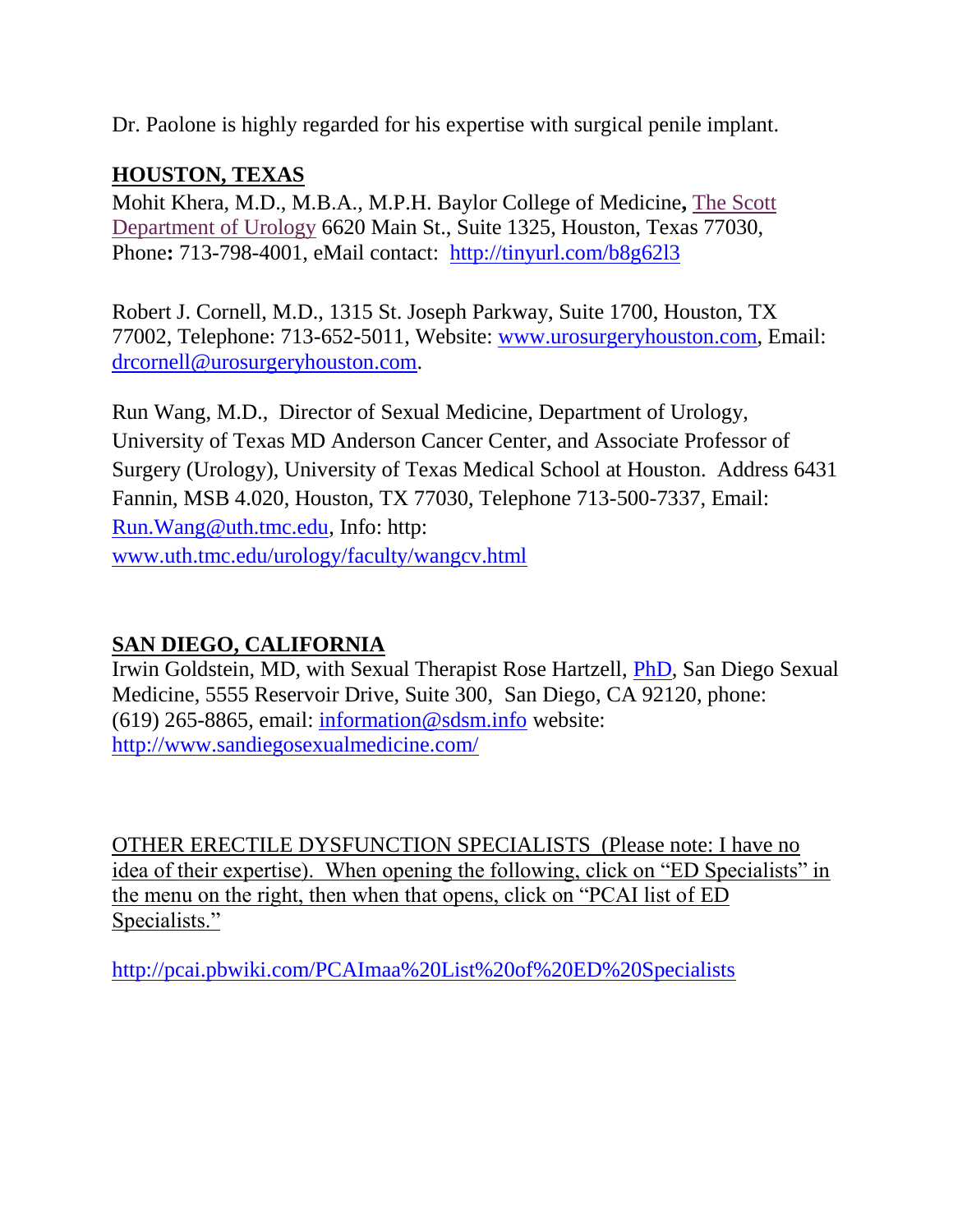Dr. Paolone is highly regarded for his expertise with surgical penile implant.

**HOUSTON, TEXAS**

Mohit Khera, M.D., M.B.A., M.P.H. Baylor College of Medicine**,** The Scott Department of Urology 6620 Main St., Suite 1325, Houston, Texas 77030, Phone**:** 713-798-4001, eMail contact: http://tinyurl.com/b8g62l3

Robert J. Cornell, M.D., 1315 St. Joseph Parkway, Suite 1700, Houston, TX 77002, Telephone: 713-652-5011, Website: www.urosurgeryhouston.com, Email: drcornell@urosurgeryhouston.com.

Run Wang, M.D., Director of Sexual Medicine, Department of Urology, University of Texas MD Anderson Cancer Center, and Associate Professor of Surgery (Urology), University of Texas Medical School at Houston. Address 6431 Fannin, MSB 4.020, Houston, TX 77030, Telephone 713-500-7337, Email: Run.Wang@uth.tmc.edu, Info: http: www.uth.tmc.edu/urology/faculty/wangcv.html

**SAN DIEGO, CALIFORNIA**

Irwin Goldstein, MD, with Sexual Therapist Rose Hartzell, PhD, San Diego Sexual Medicine, 5555 Reservoir Drive, Suite 300, San Diego, CA 92120, phone: (619) 265-8865, email: information@sdsm.info website: http://www.sandiegosexualmedicine.com/

OTHER ERECTILE DYSFUNCTION SPECIALISTS (Please note: I have no idea of their expertise). When opening the following, click on "ED Specialists" in the menu on the right, then when that opens, click on "PCAI list of ED Specialists."

http://pcai.pbwiki.com/PCAImaa%20List%20of%20ED%20Specialists